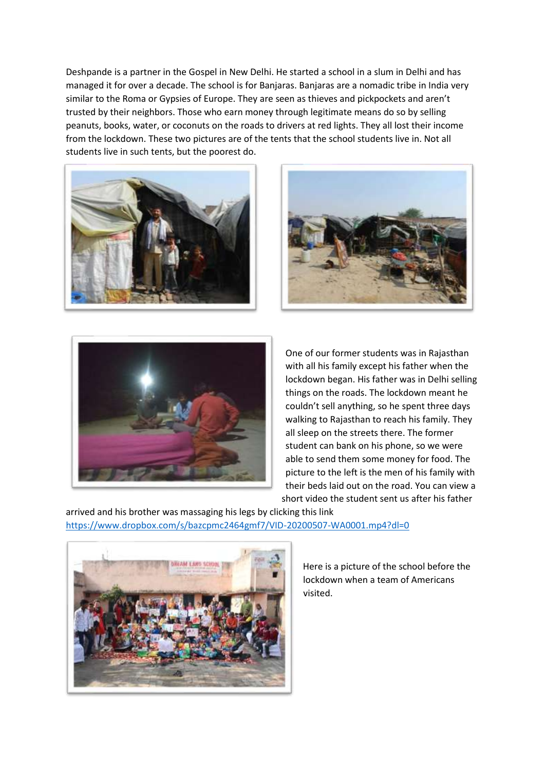Deshpande is a partner in the Gospel in New Delhi. He started a school in a slum in Delhi and has managed it for over a decade. The school is for Banjaras. Banjaras are a nomadic tribe in India very similar to the Roma or Gypsies of Europe. They are seen as thieves and pickpockets and aren't trusted by their neighbors. Those who earn money through legitimate means do so by selling peanuts, books, water, or coconuts on the roads to drivers at red lights. They all lost their income from the lockdown. These two pictures are of the tents that the school students live in. Not all students live in such tents, but the poorest do.

One of our former students was in Rajasthan with all his family except his father when the lockdown began. His father was in Delhi selling things on the roads. The lockdown meant he couldn't sell anything, so he spent three days walking to Rajasthan to reach his family. They all sleep on the streets there. The former student can bank on his phone, so we were able to send them some money for food. The picture to the left is the men of his family with their beds laid out on the road. You can view a short video the student sent us after his father arrived and his brother was massaging his legs by clicking this link https://www.dropbox.com/s/bazcpmc2464gmf7/VID-20200507-WA0001.mp4?dl=0

Here is a picture of the school before the lockdown when a team of Americans visited.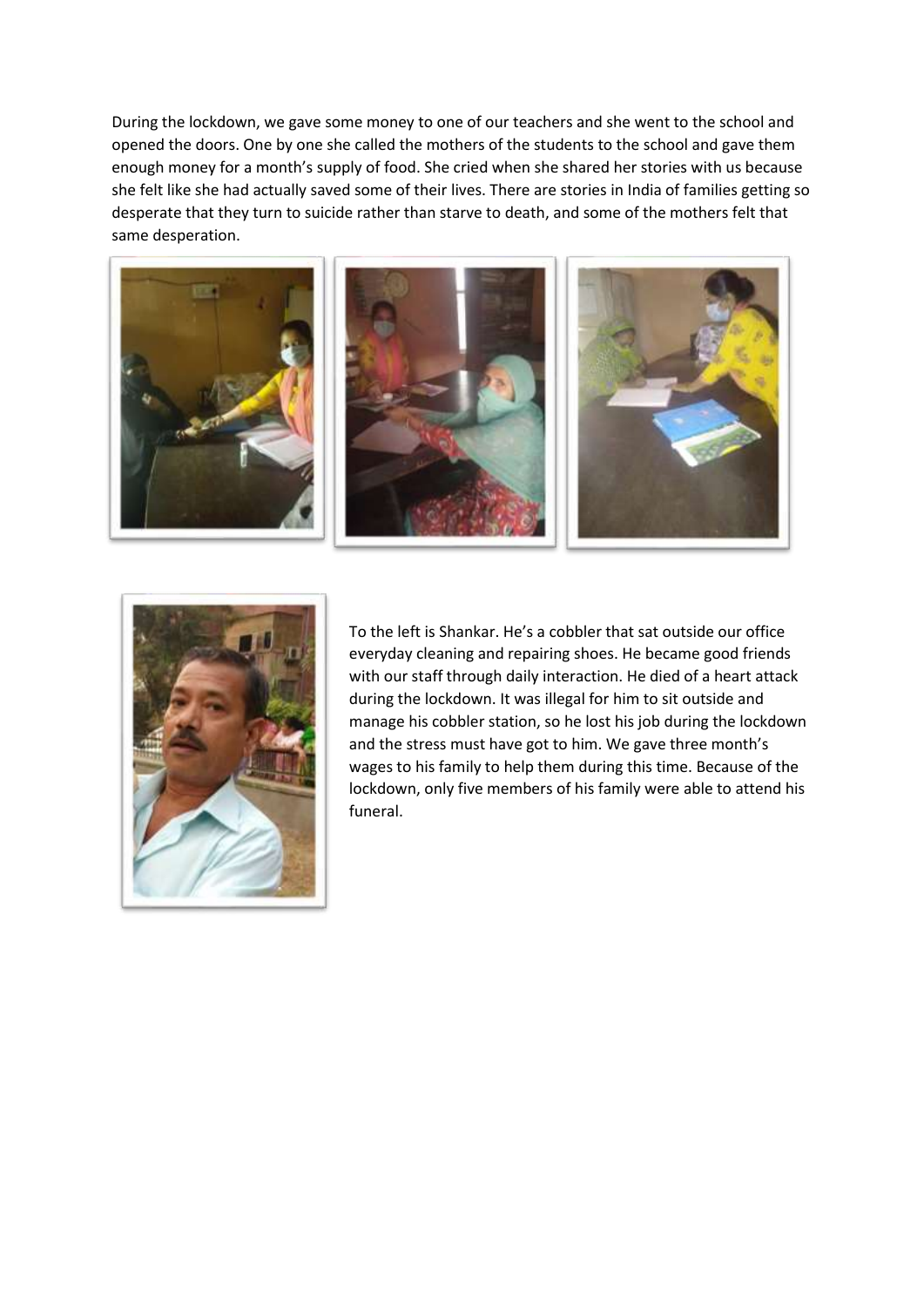During the lockdown, we gave some money to one of our teachers and she went to the school and opened the doors. One by one she called the mothers of the students to the school and gave them enough money for a month's supply of food. She cried when she shared her stories with us because she felt like she had actually saved some of their lives. There are stories in India of families getting so desperate that they turn to suicide rather than starve to death, and some of the mothers felt that same desperation.

To the left is Shankar. He's a cobbler that sat outside our office everyday cleaning and repairing shoes. He became good friends with our staff through daily interaction. He died of a heart attack during the lockdown. It was illegal for him to sit outside and manage his cobbler station, so he lost his job during the lockdown and the stress must have got to him. We gave three month's wages to his family to help them during this time. Because of the lockdown, only five members of his family were able to attend his funeral.